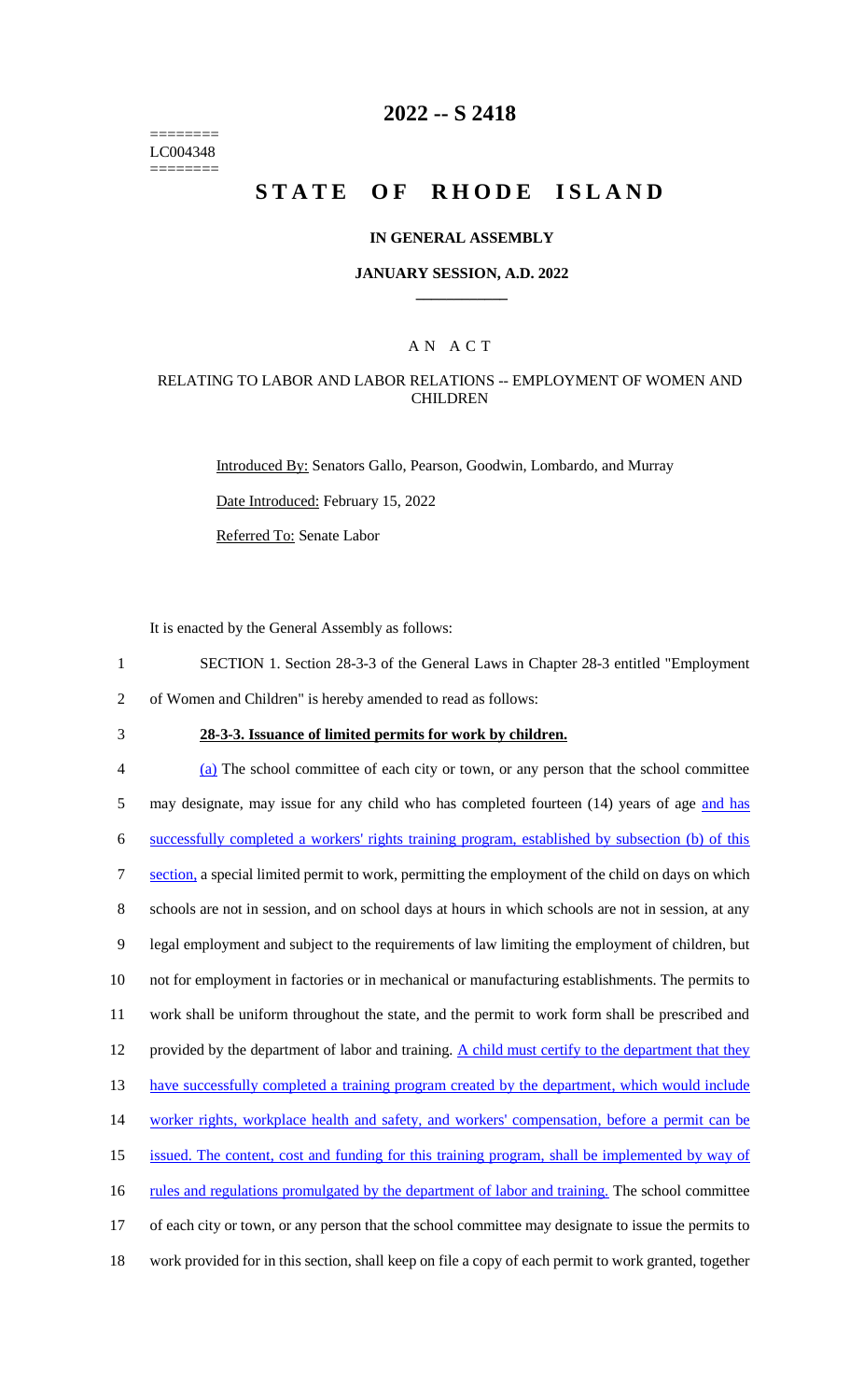========
LC004348
========

# 2022 -- S 2418

# STATE OF RHODE ISLAND

### IN GENERAL ASSEMBLY

### JANUARY SESSION, A.D. 2022

## AN ACT

RELATING TO LABOR AND LABOR RELATIONS -- EMPLOYMENT OF WOMEN AND CHILDREN

Introduced By: Senators Gallo, Pearson, Goodwin, Lombardo, and Murray

Date Introduced: February 15, 2022

Referred To: Senate Labor

It is enacted by the General Assembly as follows:

1 SECTION 1. Section 28-3-3 of the General Laws in Chapter 28-3 entitled "Employment
2 of Women and Children" is hereby amended to read as follows:

3 **28-3-3. Issuance of limited permits for work by children.**

4 (a) The school committee of each city or town, or any person that the school committee
5 may designate, may issue for any child who has completed fourteen (14) years of age and has
6 successfully completed a workers' rights training program, established by subsection (b) of this
7 section, a special limited permit to work, permitting the employment of the child on days on which
8 schools are not in session, and on school days at hours in which schools are not in session, at any
9 legal employment and subject to the requirements of law limiting the employment of children, but
10 not for employment in factories or in mechanical or manufacturing establishments. The permits to
11 work shall be uniform throughout the state, and the permit to work form shall be prescribed and
12 provided by the department of labor and training. A child must certify to the department that they
13 have successfully completed a training program created by the department, which would include
14 worker rights, workplace health and safety, and workers' compensation, before a permit can be
15 issued. The content, cost and funding for this training program, shall be implemented by way of
16 rules and regulations promulgated by the department of labor and training. The school committee
17 of each city or town, or any person that the school committee may designate to issue the permits to
18 work provided for in this section, shall keep on file a copy of each permit to work granted, together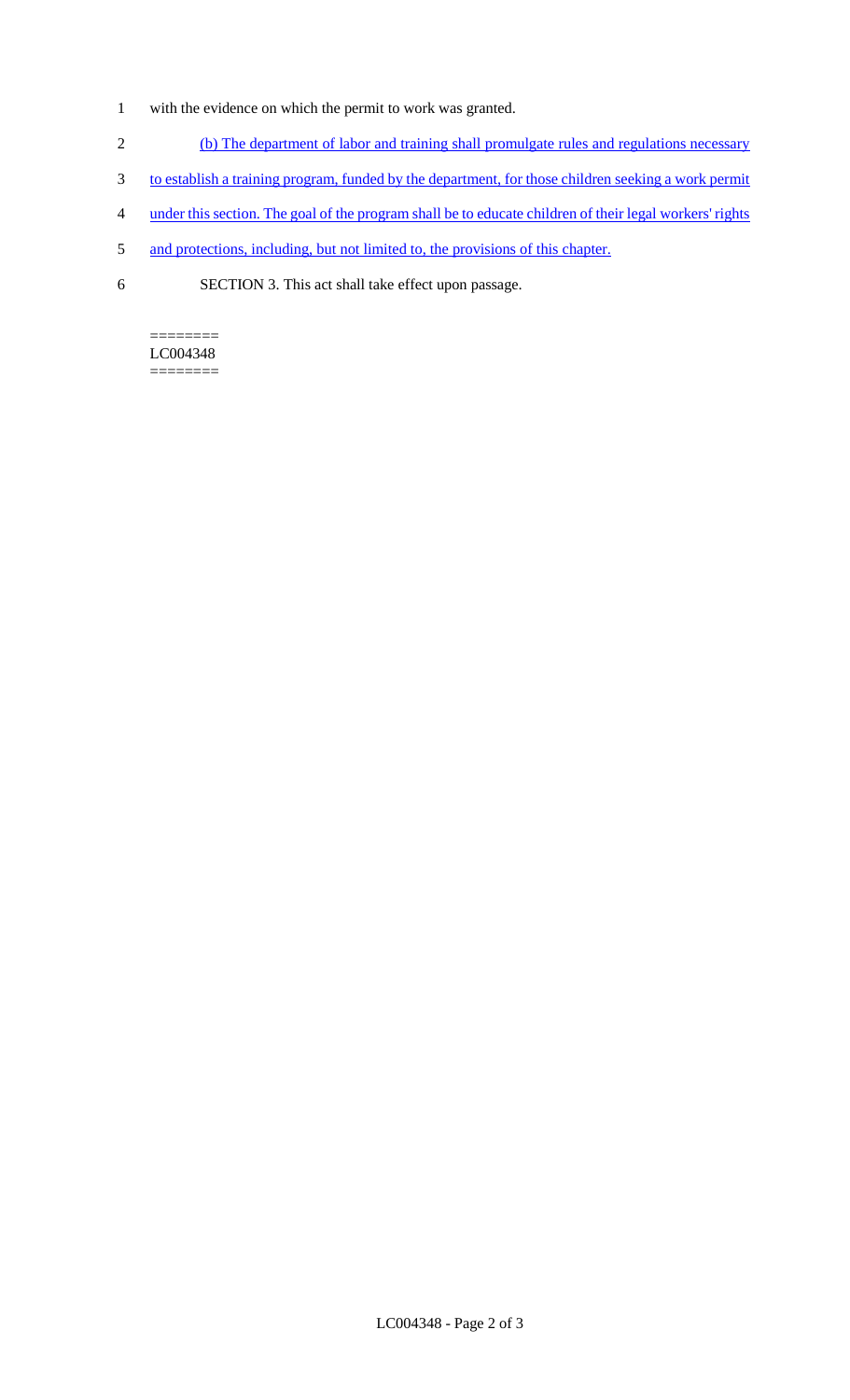with the evidence on which the permit to work was granted.

(b) The department of labor and training shall promulgate rules and regulations necessary to establish a training program, funded by the department, for those children seeking a work permit under this section. The goal of the program shall be to educate children of their legal workers' rights and protections, including, but not limited to, the provisions of this chapter.

SECTION 3. This act shall take effect upon passage.

========
LC004348
========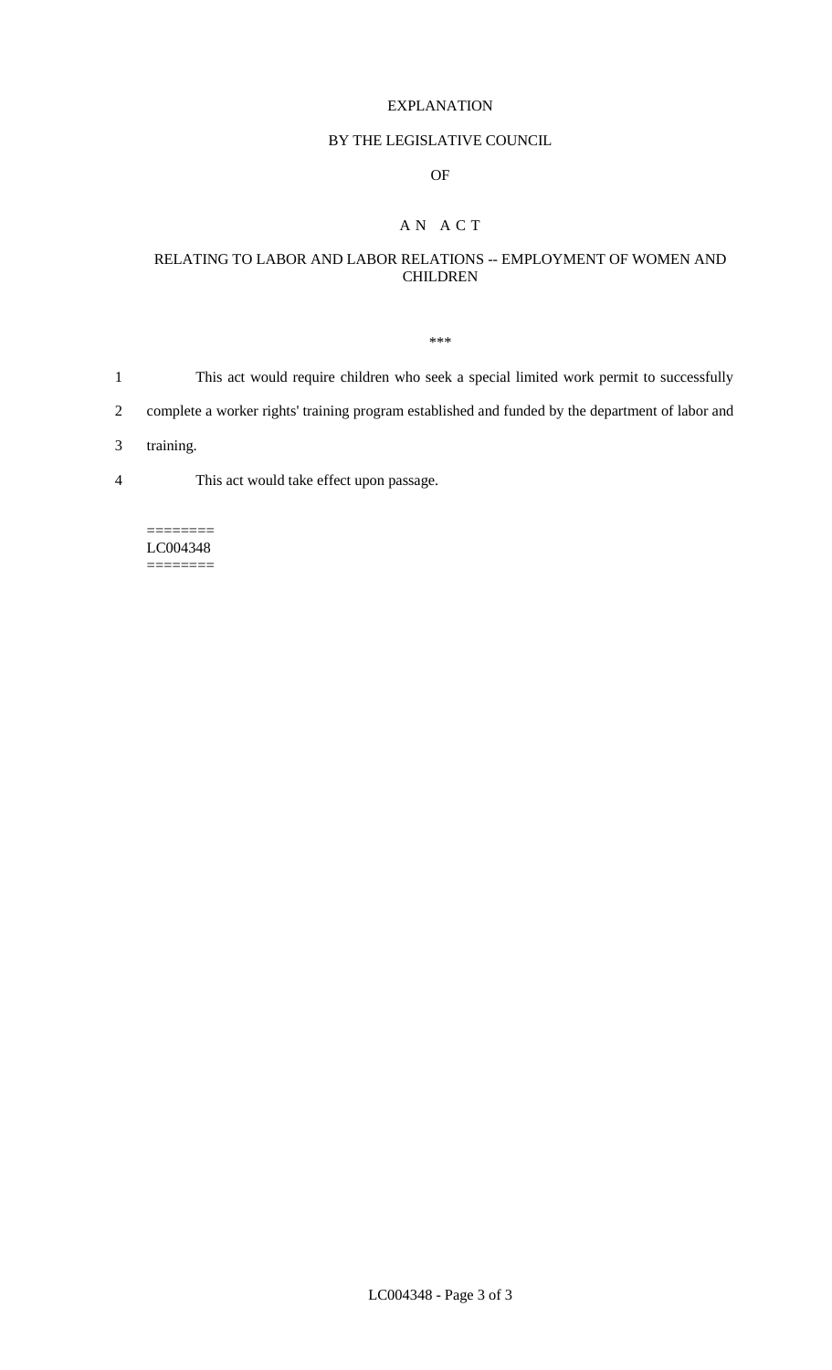EXPLANATION

BY THE LEGISLATIVE COUNCIL

OF

A N A C T

RELATING TO LABOR AND LABOR RELATIONS -- EMPLOYMENT OF WOMEN AND CHILDREN

\*\*\*

1 This act would require children who seek a special limited work permit to successfully
2 complete a worker rights' training program established and funded by the department of labor and
3 training.
4 This act would take effect upon passage.

========
LC004348
========